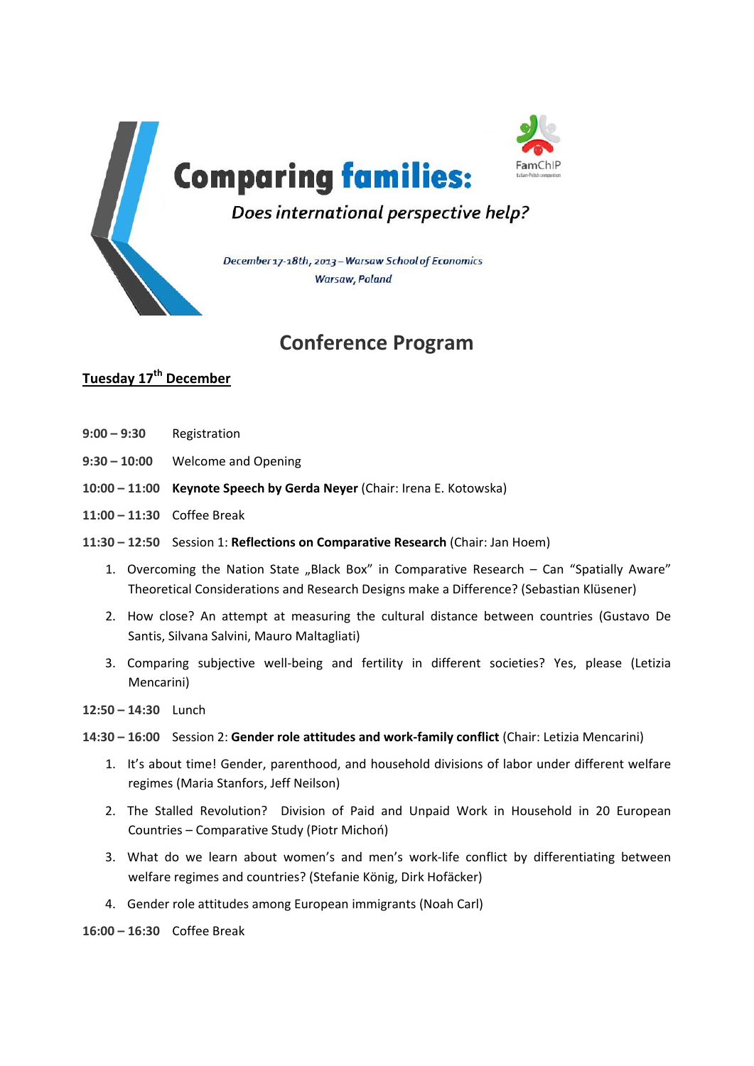# Comparing families:

*Does international perspective help?*

FamChIP

*December 17-18th, 2013 – Warsaw School of Economics*
*Warsaw, Poland*

## Conference Program

### Tuesday 17th December

**9:00 – 9:30** Registration

**9:30 – 10:00** Welcome and Opening

**10:00 – 11:00** **Keynote Speech by Gerda Neyer** (Chair: Irena E. Kotowska)

**11:00 – 11:30** Coffee Break

**11:30 – 12:50** Session 1: **Reflections on Comparative Research** (Chair: Jan Hoem)

1. Overcoming the Nation State „Black Box" in Comparative Research – Can "Spatially Aware" Theoretical Considerations and Research Designs make a Difference? (Sebastian Klüsener)
2. How close? An attempt at measuring the cultural distance between countries (Gustavo De Santis, Silvana Salvini, Mauro Maltagliati)
3. Comparing subjective well-being and fertility in different societies? Yes, please (Letizia Mencarini)

**12:50 – 14:30** Lunch

**14:30 – 16:00** Session 2: **Gender role attitudes and work-family conflict** (Chair: Letizia Mencarini)

1. It's about time! Gender, parenthood, and household divisions of labor under different welfare regimes (Maria Stanfors, Jeff Neilson)
2. The Stalled Revolution? Division of Paid and Unpaid Work in Household in 20 European Countries – Comparative Study (Piotr Michoń)
3. What do we learn about women's and men's work-life conflict by differentiating between welfare regimes and countries? (Stefanie König, Dirk Hofäcker)
4. Gender role attitudes among European immigrants (Noah Carl)

**16:00 – 16:30** Coffee Break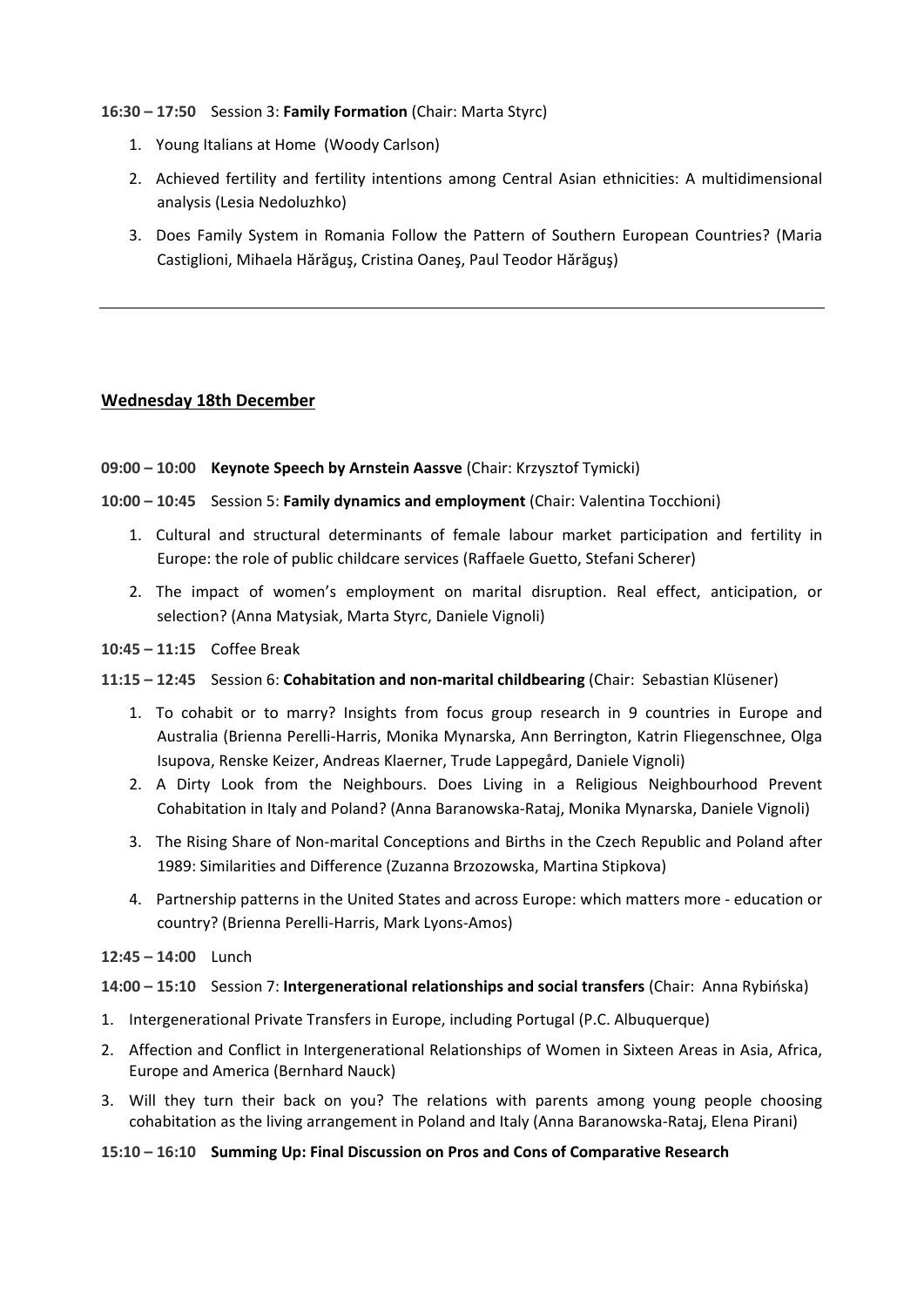**16:30 – 17:50** Session 3: **Family Formation** (Chair: Marta Styrc)

1. Young Italians at Home (Woody Carlson)
2. Achieved fertility and fertility intentions among Central Asian ethnicities: A multidimensional analysis (Lesia Nedoluzhko)
3. Does Family System in Romania Follow the Pattern of Southern European Countries? (Maria Castiglioni, Mihaela Hărăguş, Cristina Oaneş, Paul Teodor Hărăguş)

---

## Wednesday 18th December

**09:00 – 10:00** **Keynote Speech by Arnstein Aassve** (Chair: Krzysztof Tymicki)

**10:00 – 10:45** Session 5: **Family dynamics and employment** (Chair: Valentina Tocchioni)

1. Cultural and structural determinants of female labour market participation and fertility in Europe: the role of public childcare services (Raffaele Guetto, Stefani Scherer)
2. The impact of women's employment on marital disruption. Real effect, anticipation, or selection? (Anna Matysiak, Marta Styrc, Daniele Vignoli)

**10:45 – 11:15** Coffee Break

**11:15 – 12:45** Session 6: **Cohabitation and non-marital childbearing** (Chair: Sebastian Klüsener)

1. To cohabit or to marry? Insights from focus group research in 9 countries in Europe and Australia (Brienna Perelli-Harris, Monika Mynarska, Ann Berrington, Katrin Fliegenschnee, Olga Isupova, Renske Keizer, Andreas Klaerner, Trude Lappegård, Daniele Vignoli)
2. A Dirty Look from the Neighbours. Does Living in a Religious Neighbourhood Prevent Cohabitation in Italy and Poland? (Anna Baranowska-Rataj, Monika Mynarska, Daniele Vignoli)
3. The Rising Share of Non-marital Conceptions and Births in the Czech Republic and Poland after 1989: Similarities and Difference (Zuzanna Brzozowska, Martina Stipkova)
4. Partnership patterns in the United States and across Europe: which matters more - education or country? (Brienna Perelli-Harris, Mark Lyons-Amos)

**12:45 – 14:00** Lunch

**14:00 – 15:10** Session 7: **Intergenerational relationships and social transfers** (Chair: Anna Rybińska)

1. Intergenerational Private Transfers in Europe, including Portugal (P.C. Albuquerque)
2. Affection and Conflict in Intergenerational Relationships of Women in Sixteen Areas in Asia, Africa, Europe and America (Bernhard Nauck)
3. Will they turn their back on you? The relations with parents among young people choosing cohabitation as the living arrangement in Poland and Italy (Anna Baranowska-Rataj, Elena Pirani)

**15:10 – 16:10** **Summing Up: Final Discussion on Pros and Cons of Comparative Research**